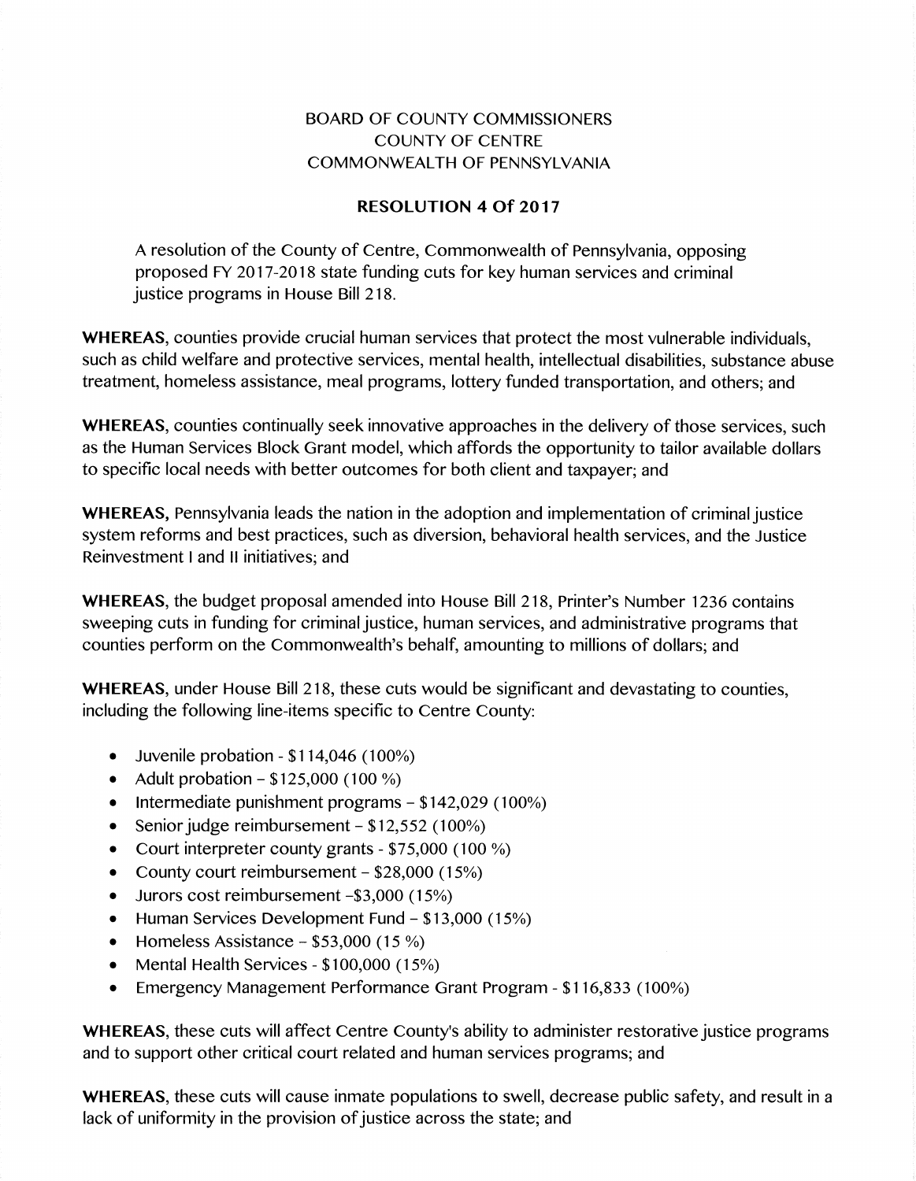BOARD OF COUNTY COMMISSIONERS
COUNTY OF CENTRE
COMMONWEALTH OF PENNSYLVANIA

**RESOLUTION 4 Of 2017**

A resolution of the County of Centre, Commonwealth of Pennsylvania, opposing proposed FY 2017-2018 state funding cuts for key human services and criminal justice programs in House Bill 218.

**WHEREAS**, counties provide crucial human services that protect the most vulnerable individuals, such as child welfare and protective services, mental health, intellectual disabilities, substance abuse treatment, homeless assistance, meal programs, lottery funded transportation, and others; and

**WHEREAS**, counties continually seek innovative approaches in the delivery of those services, such as the Human Services Block Grant model, which affords the opportunity to tailor available dollars to specific local needs with better outcomes for both client and taxpayer; and

**WHEREAS,** Pennsylvania leads the nation in the adoption and implementation of criminal justice system reforms and best practices, such as diversion, behavioral health services, and the Justice Reinvestment I and II initiatives; and

**WHEREAS**, the budget proposal amended into House Bill 218, Printer's Number 1236 contains sweeping cuts in funding for criminal justice, human services, and administrative programs that counties perform on the Commonwealth's behalf, amounting to millions of dollars; and

**WHEREAS**, under House Bill 218, these cuts would be significant and devastating to counties, including the following line-items specific to Centre County:

- Juvenile probation - $114,046 (100%)
- Adult probation – $125,000 (100 %)
- Intermediate punishment programs – $142,029 (100%)
- Senior judge reimbursement – $12,552 (100%)
- Court interpreter county grants - $75,000 (100 %)
- County court reimbursement – $28,000 (15%)
- Jurors cost reimbursement –$3,000 (15%)
- Human Services Development Fund – $13,000 (15%)
- Homeless Assistance – $53,000 (15 %)
- Mental Health Services - $100,000 (15%)
- Emergency Management Performance Grant Program - $116,833 (100%)

**WHEREAS**, these cuts will affect Centre County's ability to administer restorative justice programs and to support other critical court related and human services programs; and

**WHEREAS**, these cuts will cause inmate populations to swell, decrease public safety, and result in a lack of uniformity in the provision of justice across the state; and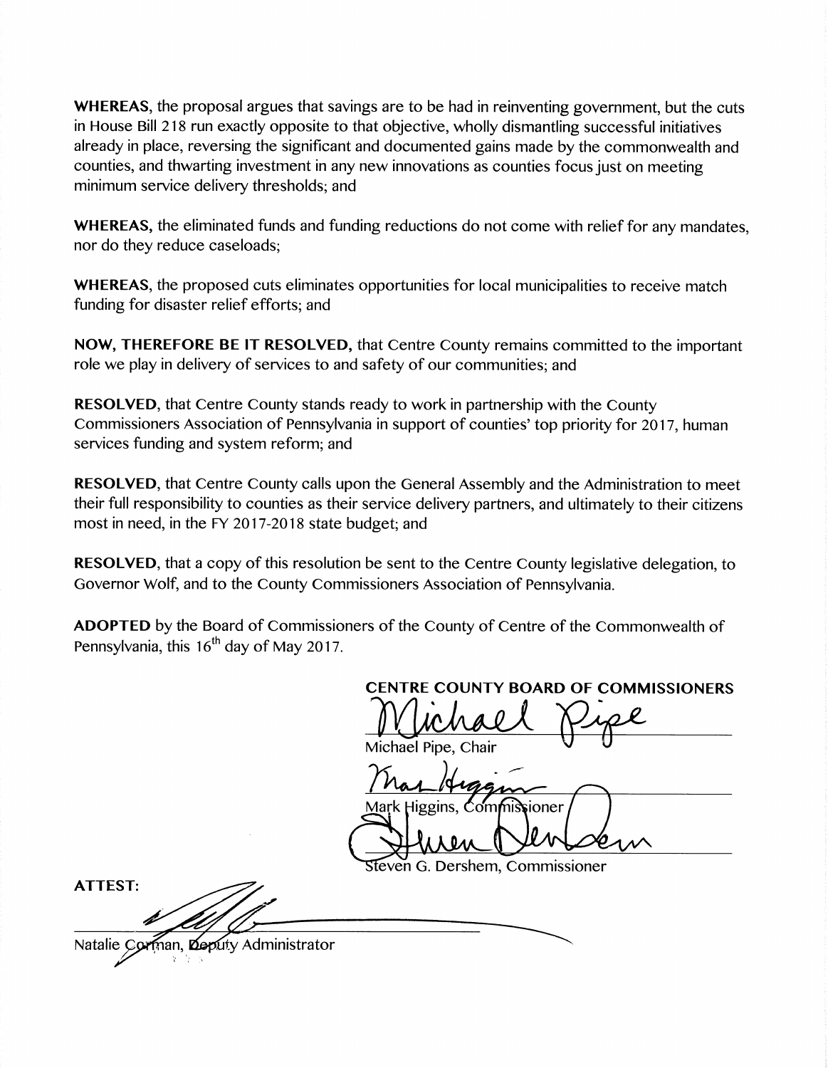**WHEREAS**, the proposal argues that savings are to be had in reinventing government, but the cuts in House Bill 218 run exactly opposite to that objective, wholly dismantling successful initiatives already in place, reversing the significant and documented gains made by the commonwealth and counties, and thwarting investment in any new innovations as counties focus just on meeting minimum service delivery thresholds; and

**WHEREAS**, the eliminated funds and funding reductions do not come with relief for any mandates, nor do they reduce caseloads;

**WHEREAS**, the proposed cuts eliminates opportunities for local municipalities to receive match funding for disaster relief efforts; and

**NOW, THEREFORE BE IT RESOLVED,** that Centre County remains committed to the important role we play in delivery of services to and safety of our communities; and

**RESOLVED**, that Centre County stands ready to work in partnership with the County Commissioners Association of Pennsylvania in support of counties' top priority for 2017, human services funding and system reform; and

**RESOLVED**, that Centre County calls upon the General Assembly and the Administration to meet their full responsibility to counties as their service delivery partners, and ultimately to their citizens most in need, in the FY 2017-2018 state budget; and

**RESOLVED**, that a copy of this resolution be sent to the Centre County legislative delegation, to Governor Wolf, and to the County Commissioners Association of Pennsylvania.

**ADOPTED** by the Board of Commissioners of the County of Centre of the Commonwealth of Pennsylvania, this 16th day of May 2017.

**CENTRE COUNTY BOARD OF COMMISSIONERS**

Michael Pipe, Chair

Mark Higgins, Commissioner

Steven G. Dershem, Commissioner

**ATTEST:**

Natalie Corman, Deputy Administrator